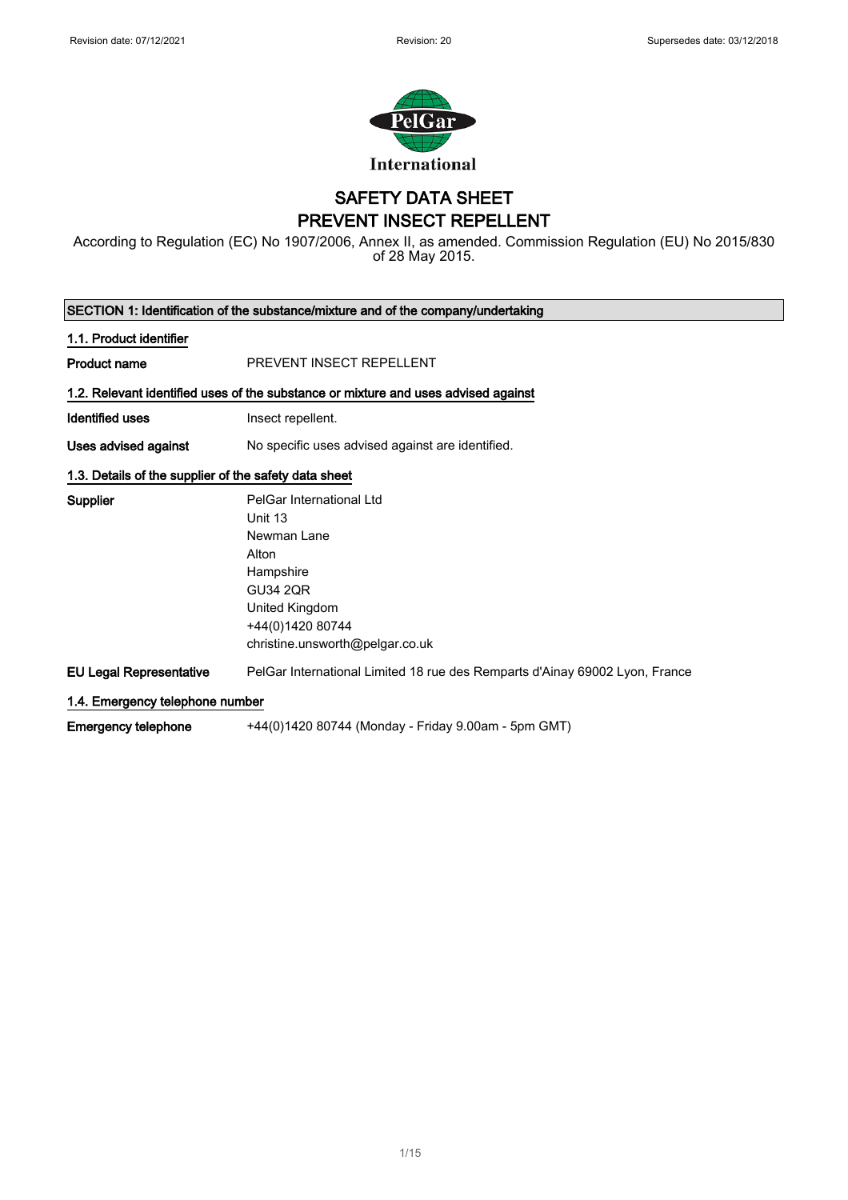Revision date: 07/12/2021 | Revision: 20 | Supersedes date: 03/12/2018

PelGar International

# SAFETY DATA SHEET
# PREVENT INSECT REPELLENT

According to Regulation (EC) No 1907/2006, Annex II, as amended. Commission Regulation (EU) No 2015/830 of 28 May 2015.

## SECTION 1: Identification of the substance/mixture and of the company/undertaking

### 1.1. Product identifier

**Product name** PREVENT INSECT REPELLENT

### 1.2. Relevant identified uses of the substance or mixture and uses advised against

**Identified uses** Insect repellent.

**Uses advised against** No specific uses advised against are identified.

### 1.3. Details of the supplier of the safety data sheet

**Supplier**
PelGar International Ltd
Unit 13
Newman Lane
Alton
Hampshire
GU34 2QR
United Kingdom
+44(0)1420 80744
christine.unsworth@pelgar.co.uk

**EU Legal Representative** PelGar International Limited 18 rue des Remparts d'Ainay 69002 Lyon, France

### 1.4. Emergency telephone number

**Emergency telephone** +44(0)1420 80744 (Monday - Friday 9.00am - 5pm GMT)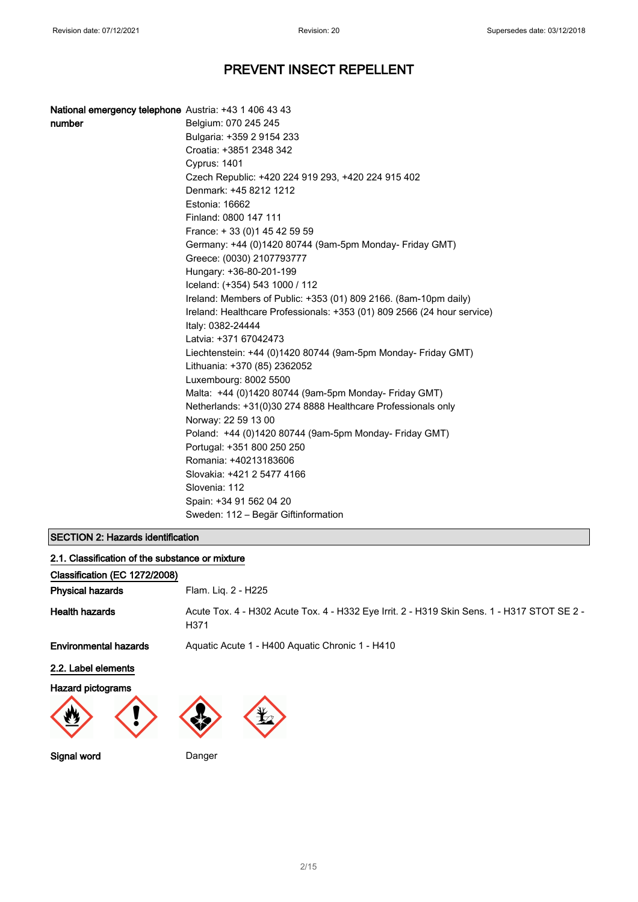# PREVENT INSECT REPELLENT

**National emergency telephone number**

Austria: +43 1 406 43 43
Belgium: 070 245 245
Bulgaria: +359 2 9154 233
Croatia: +3851 2348 342
Cyprus: 1401
Czech Republic: +420 224 919 293, +420 224 915 402
Denmark: +45 8212 1212
Estonia: 16662
Finland: 0800 147 111
France: + 33 (0)1 45 42 59 59
Germany: +44 (0)1420 80744 (9am-5pm Monday- Friday GMT)
Greece: (0030) 2107793777
Hungary: +36-80-201-199
Iceland: (+354) 543 1000 / 112
Ireland: Members of Public: +353 (01) 809 2166. (8am-10pm daily)
Ireland: Healthcare Professionals: +353 (01) 809 2566 (24 hour service)
Italy: 0382-24444
Latvia: +371 67042473
Liechtenstein: +44 (0)1420 80744 (9am-5pm Monday- Friday GMT)
Lithuania: +370 (85) 2362052
Luxembourg: 8002 5500
Malta: +44 (0)1420 80744 (9am-5pm Monday- Friday GMT)
Netherlands: +31(0)30 274 8888 Healthcare Professionals only
Norway: 22 59 13 00
Poland: +44 (0)1420 80744 (9am-5pm Monday- Friday GMT)
Portugal: +351 800 250 250
Romania: +40213183606
Slovakia: +421 2 5477 4166
Slovenia: 112
Spain: +34 91 562 04 20
Sweden: 112 – Begär Giftinformation

## SECTION 2: Hazards identification

### 2.1. Classification of the substance or mixture

**Classification (EC 1272/2008)**

**Physical hazards** Flam. Liq. 2 - H225

**Health hazards** Acute Tox. 4 - H302 Acute Tox. 4 - H332 Eye Irrit. 2 - H319 Skin Sens. 1 - H317 STOT SE 2 - H371

**Environmental hazards** Aquatic Acute 1 - H400 Aquatic Chronic 1 - H410

### 2.2. Label elements

**Hazard pictograms**

**Signal word** Danger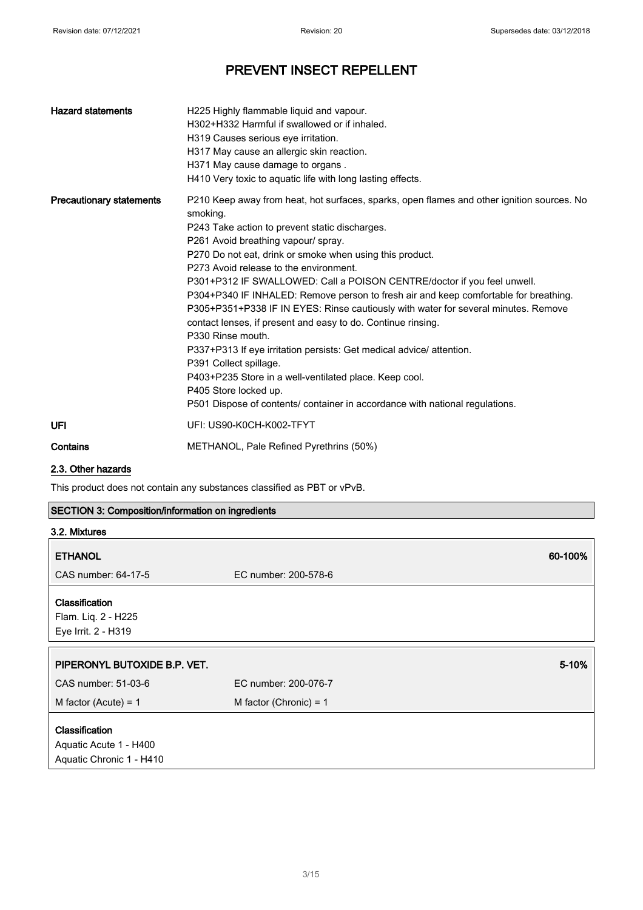# PREVENT INSECT REPELLENT

| | |
|---|---|
| **Hazard statements** | H225 Highly flammable liquid and vapour.<br>H302+H332 Harmful if swallowed or if inhaled.<br>H319 Causes serious eye irritation.<br>H317 May cause an allergic skin reaction.<br>H371 May cause damage to organs .<br>H410 Very toxic to aquatic life with long lasting effects. |
| **Precautionary statements** | P210 Keep away from heat, hot surfaces, sparks, open flames and other ignition sources. No smoking.<br>P243 Take action to prevent static discharges.<br>P261 Avoid breathing vapour/ spray.<br>P270 Do not eat, drink or smoke when using this product.<br>P273 Avoid release to the environment.<br>P301+P312 IF SWALLOWED: Call a POISON CENTRE/doctor if you feel unwell.<br>P304+P340 IF INHALED: Remove person to fresh air and keep comfortable for breathing.<br>P305+P351+P338 IF IN EYES: Rinse cautiously with water for several minutes. Remove contact lenses, if present and easy to do. Continue rinsing.<br>P330 Rinse mouth.<br>P337+P313 If eye irritation persists: Get medical advice/ attention.<br>P391 Collect spillage.<br>P403+P235 Store in a well-ventilated place. Keep cool.<br>P405 Store locked up.<br>P501 Dispose of contents/ container in accordance with national regulations. |
| **UFI** | UFI: US90-K0CH-K002-TFYT |
| **Contains** | METHANOL, Pale Refined Pyrethrins (50%) |

### 2.3. Other hazards

This product does not contain any substances classified as PBT or vPvB.

## SECTION 3: Composition/information on ingredients

### 3.2. Mixtures

| **ETHANOL** | | **60-100%** |
|---|---|---|
| CAS number: 64-17-5 | EC number: 200-578-6 | |

**Classification**
Flam. Liq. 2 - H225
Eye Irrit. 2 - H319

| **PIPERONYL BUTOXIDE B.P. VET.** | | **5-10%** |
|---|---|---|
| CAS number: 51-03-6 | EC number: 200-076-7 | |
| M factor (Acute) = 1 | M factor (Chronic) = 1 | |

**Classification**
Aquatic Acute 1 - H400
Aquatic Chronic 1 - H410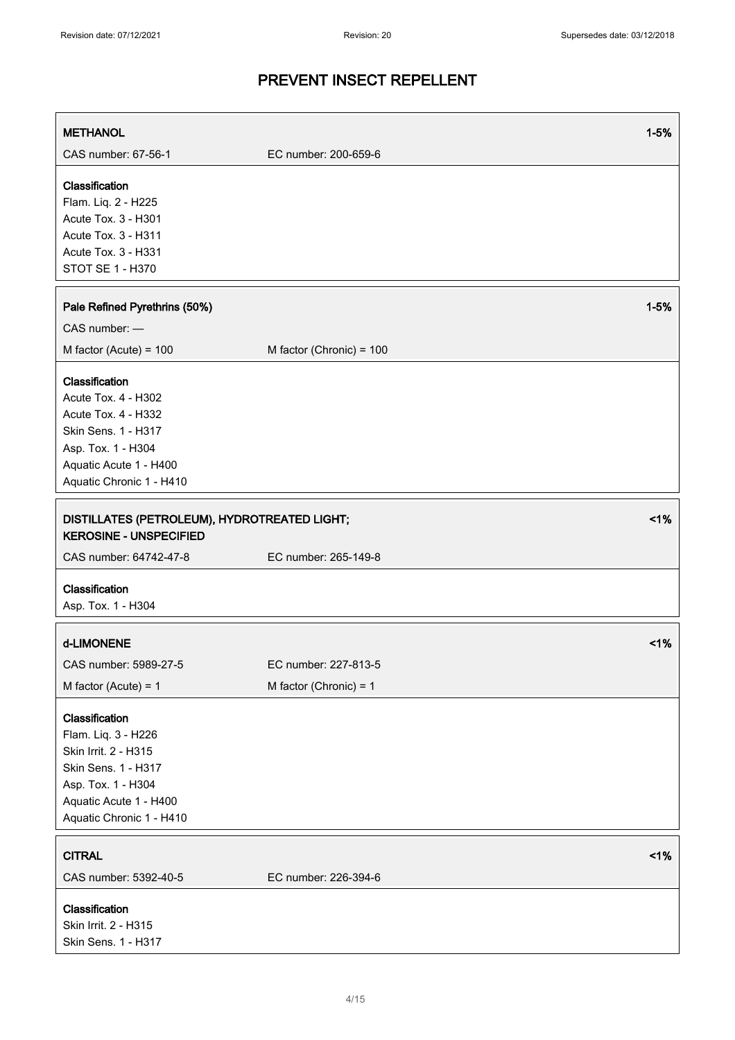**METHANOL** 1-5%

CAS number: 67-56-1 EC number: 200-659-6

**Classification**
Flam. Liq. 2 - H225
Acute Tox. 3 - H301
Acute Tox. 3 - H311
Acute Tox. 3 - H331
STOT SE 1 - H370

**Pale Refined Pyrethrins (50%)** 1-5%

CAS number: —

M factor (Acute) = 100 M factor (Chronic) = 100

**Classification**
Acute Tox. 4 - H302
Acute Tox. 4 - H332
Skin Sens. 1 - H317
Asp. Tox. 1 - H304
Aquatic Acute 1 - H400
Aquatic Chronic 1 - H410

**DISTILLATES (PETROLEUM), HYDROTREATED LIGHT; KEROSINE - UNSPECIFIED** <1%

CAS number: 64742-47-8 EC number: 265-149-8

**Classification**
Asp. Tox. 1 - H304

**d-LIMONENE** <1%

CAS number: 5989-27-5 EC number: 227-813-5

M factor (Acute) = 1 M factor (Chronic) = 1

**Classification**
Flam. Liq. 3 - H226
Skin Irrit. 2 - H315
Skin Sens. 1 - H317
Asp. Tox. 1 - H304
Aquatic Acute 1 - H400
Aquatic Chronic 1 - H410

**CITRAL** <1%

CAS number: 5392-40-5 EC number: 226-394-6

**Classification**
Skin Irrit. 2 - H315
Skin Sens. 1 - H317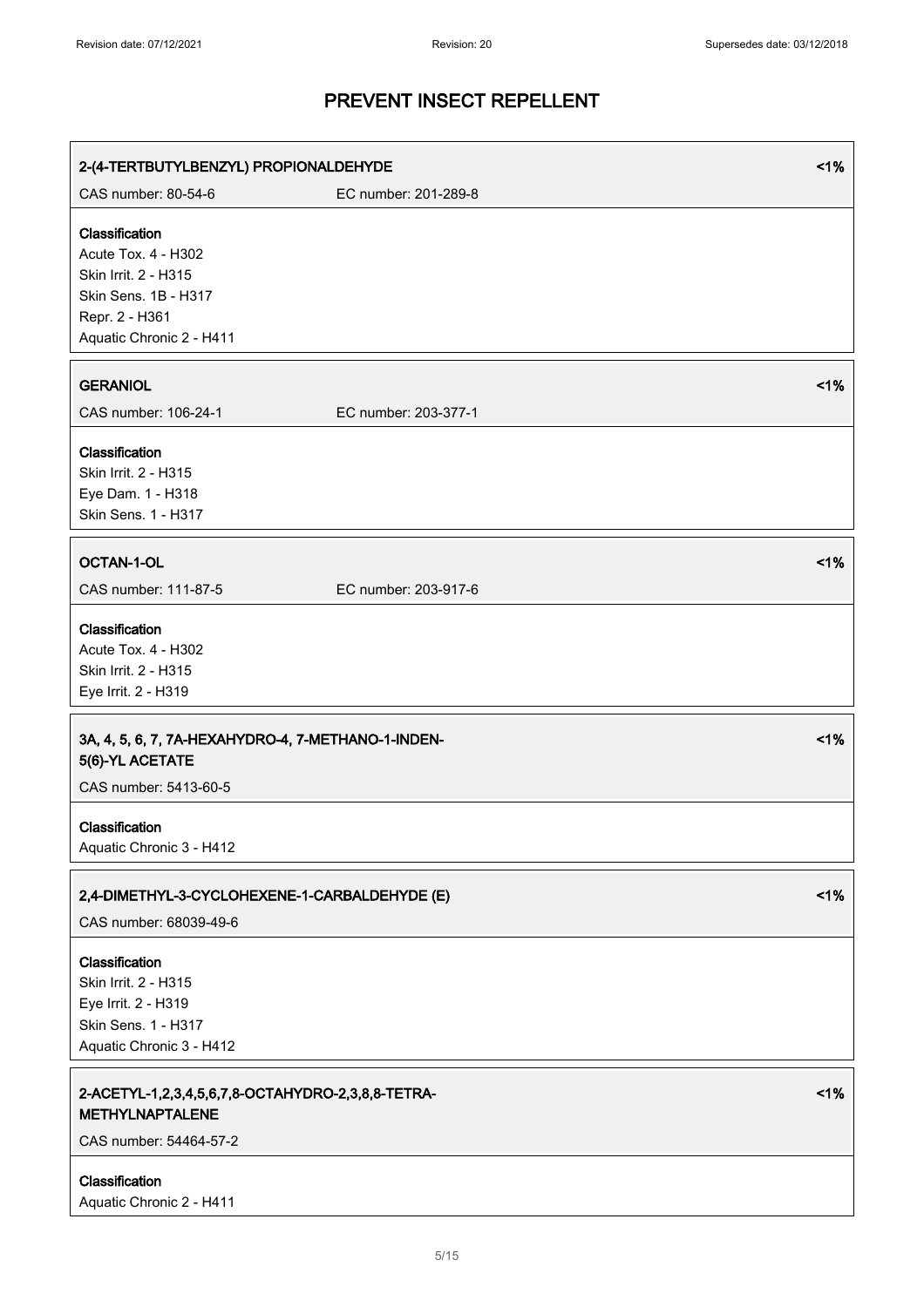# PREVENT INSECT REPELLENT

### 2-(4-TERTBUTYLBENZYL) PROPIONALDEHYDE <1%

CAS number: 80-54-6 EC number: 201-289-8

**Classification**
Acute Tox. 4 - H302
Skin Irrit. 2 - H315
Skin Sens. 1B - H317
Repr. 2 - H361
Aquatic Chronic 2 - H411

### GERANIOL <1%

CAS number: 106-24-1 EC number: 203-377-1

**Classification**
Skin Irrit. 2 - H315
Eye Dam. 1 - H318
Skin Sens. 1 - H317

### OCTAN-1-OL <1%

CAS number: 111-87-5 EC number: 203-917-6

**Classification**
Acute Tox. 4 - H302
Skin Irrit. 2 - H315
Eye Irrit. 2 - H319

### 3A, 4, 5, 6, 7, 7A-HEXAHYDRO-4, 7-METHANO-1-INDEN-5(6)-YL ACETATE <1%

CAS number: 5413-60-5

**Classification**
Aquatic Chronic 3 - H412

### 2,4-DIMETHYL-3-CYCLOHEXENE-1-CARBALDEHYDE (E) <1%

CAS number: 68039-49-6

**Classification**
Skin Irrit. 2 - H315
Eye Irrit. 2 - H319
Skin Sens. 1 - H317
Aquatic Chronic 3 - H412

### 2-ACETYL-1,2,3,4,5,6,7,8-OCTAHYDRO-2,3,8,8-TETRA-METHYLNAPTALENE <1%

CAS number: 54464-57-2

**Classification**
Aquatic Chronic 2 - H411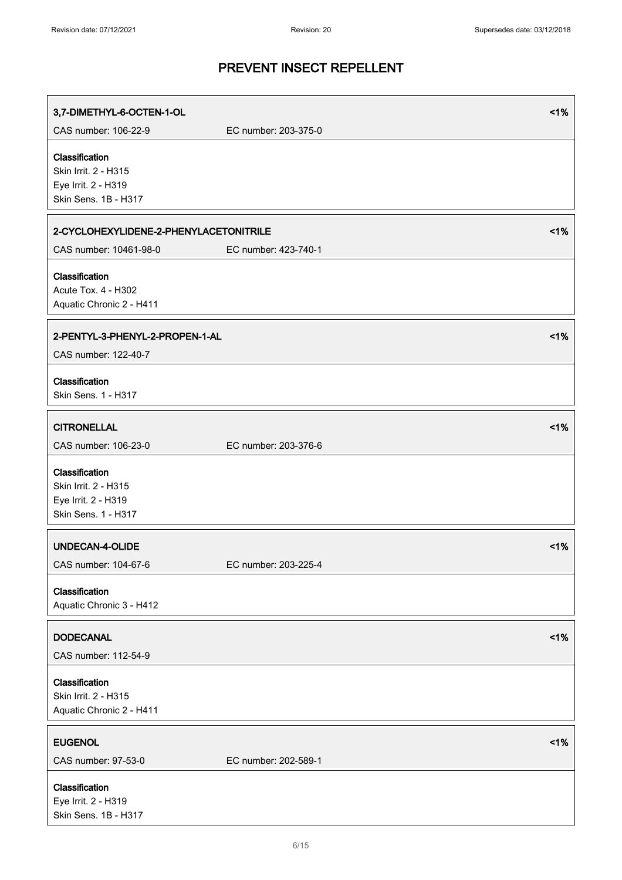# PREVENT INSECT REPELLENT

**3,7-DIMETHYL-6-OCTEN-1-OL** <1%

CAS number: 106-22-9 EC number: 203-375-0

**Classification**
Skin Irrit. 2 - H315
Eye Irrit. 2 - H319
Skin Sens. 1B - H317

**2-CYCLOHEXYLIDENE-2-PHENYLACETONITRILE** <1%

CAS number: 10461-98-0 EC number: 423-740-1

**Classification**
Acute Tox. 4 - H302
Aquatic Chronic 2 - H411

**2-PENTYL-3-PHENYL-2-PROPEN-1-AL** <1%

CAS number: 122-40-7

**Classification**
Skin Sens. 1 - H317

**CITRONELLAL** <1%

CAS number: 106-23-0 EC number: 203-376-6

**Classification**
Skin Irrit. 2 - H315
Eye Irrit. 2 - H319
Skin Sens. 1 - H317

**UNDECAN-4-OLIDE** <1%

CAS number: 104-67-6 EC number: 203-225-4

**Classification**
Aquatic Chronic 3 - H412

**DODECANAL** <1%

CAS number: 112-54-9

**Classification**
Skin Irrit. 2 - H315
Aquatic Chronic 2 - H411

**EUGENOL** <1%

CAS number: 97-53-0 EC number: 202-589-1

**Classification**
Eye Irrit. 2 - H319
Skin Sens. 1B - H317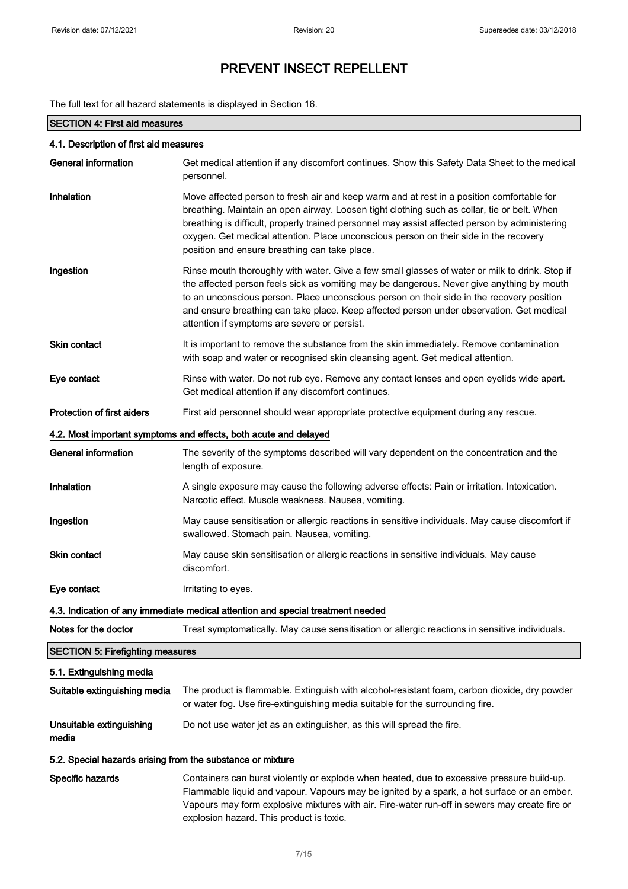# PREVENT INSECT REPELLENT

The full text for all hazard statements is displayed in Section 16.

## SECTION 4: First aid measures

### 4.1. Description of first aid measures

**General information**
Get medical attention if any discomfort continues. Show this Safety Data Sheet to the medical personnel.

**Inhalation**
Move affected person to fresh air and keep warm and at rest in a position comfortable for breathing. Maintain an open airway. Loosen tight clothing such as collar, tie or belt. When breathing is difficult, properly trained personnel may assist affected person by administering oxygen. Get medical attention. Place unconscious person on their side in the recovery position and ensure breathing can take place.

**Ingestion**
Rinse mouth thoroughly with water. Give a few small glasses of water or milk to drink. Stop if the affected person feels sick as vomiting may be dangerous. Never give anything by mouth to an unconscious person. Place unconscious person on their side in the recovery position and ensure breathing can take place. Keep affected person under observation. Get medical attention if symptoms are severe or persist.

**Skin contact**
It is important to remove the substance from the skin immediately. Remove contamination with soap and water or recognised skin cleansing agent. Get medical attention.

**Eye contact**
Rinse with water. Do not rub eye. Remove any contact lenses and open eyelids wide apart. Get medical attention if any discomfort continues.

**Protection of first aiders**
First aid personnel should wear appropriate protective equipment during any rescue.

### 4.2. Most important symptoms and effects, both acute and delayed

**General information**
The severity of the symptoms described will vary dependent on the concentration and the length of exposure.

**Inhalation**
A single exposure may cause the following adverse effects: Pain or irritation. Intoxication. Narcotic effect. Muscle weakness. Nausea, vomiting.

**Ingestion**
May cause sensitisation or allergic reactions in sensitive individuals. May cause discomfort if swallowed. Stomach pain. Nausea, vomiting.

**Skin contact**
May cause skin sensitisation or allergic reactions in sensitive individuals. May cause discomfort.

**Eye contact**
Irritating to eyes.

### 4.3. Indication of any immediate medical attention and special treatment needed

**Notes for the doctor**
Treat symptomatically. May cause sensitisation or allergic reactions in sensitive individuals.

## SECTION 5: Firefighting measures

### 5.1. Extinguishing media

**Suitable extinguishing media**
The product is flammable. Extinguish with alcohol-resistant foam, carbon dioxide, dry powder or water fog. Use fire-extinguishing media suitable for the surrounding fire.

**Unsuitable extinguishing media**
Do not use water jet as an extinguisher, as this will spread the fire.

### 5.2. Special hazards arising from the substance or mixture

**Specific hazards**
Containers can burst violently or explode when heated, due to excessive pressure build-up. Flammable liquid and vapour. Vapours may be ignited by a spark, a hot surface or an ember. Vapours may form explosive mixtures with air. Fire-water run-off in sewers may create fire or explosion hazard. This product is toxic.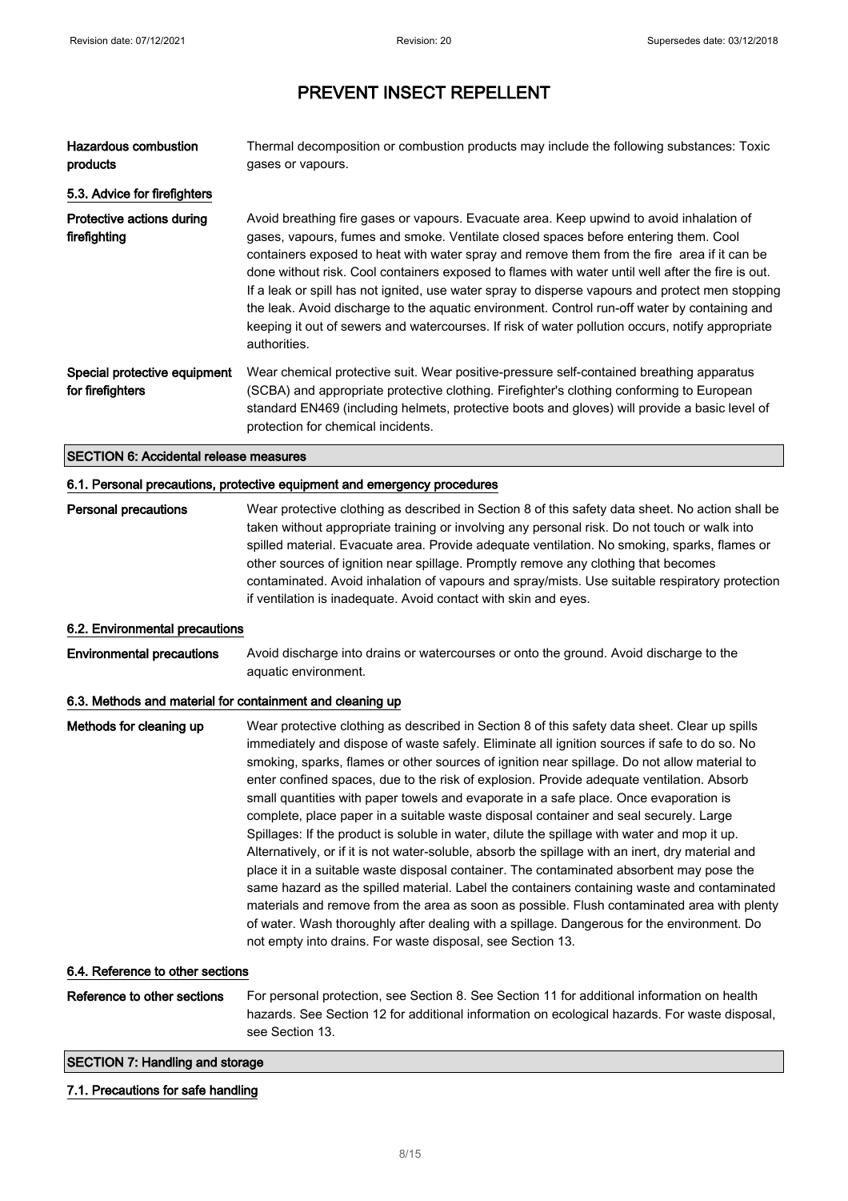# PREVENT INSECT REPELLENT

**Hazardous combustion products** Thermal decomposition or combustion products may include the following substances: Toxic gases or vapours.

### 5.3. Advice for firefighters

**Protective actions during firefighting** Avoid breathing fire gases or vapours. Evacuate area. Keep upwind to avoid inhalation of gases, vapours, fumes and smoke. Ventilate closed spaces before entering them. Cool containers exposed to heat with water spray and remove them from the fire area if it can be done without risk. Cool containers exposed to flames with water until well after the fire is out. If a leak or spill has not ignited, use water spray to disperse vapours and protect men stopping the leak. Avoid discharge to the aquatic environment. Control run-off water by containing and keeping it out of sewers and watercourses. If risk of water pollution occurs, notify appropriate authorities.

**Special protective equipment for firefighters** Wear chemical protective suit. Wear positive-pressure self-contained breathing apparatus (SCBA) and appropriate protective clothing. Firefighter's clothing conforming to European standard EN469 (including helmets, protective boots and gloves) will provide a basic level of protection for chemical incidents.

## SECTION 6: Accidental release measures

### 6.1. Personal precautions, protective equipment and emergency procedures

**Personal precautions** Wear protective clothing as described in Section 8 of this safety data sheet. No action shall be taken without appropriate training or involving any personal risk. Do not touch or walk into spilled material. Evacuate area. Provide adequate ventilation. No smoking, sparks, flames or other sources of ignition near spillage. Promptly remove any clothing that becomes contaminated. Avoid inhalation of vapours and spray/mists. Use suitable respiratory protection if ventilation is inadequate. Avoid contact with skin and eyes.

### 6.2. Environmental precautions

**Environmental precautions** Avoid discharge into drains or watercourses or onto the ground. Avoid discharge to the aquatic environment.

### 6.3. Methods and material for containment and cleaning up

**Methods for cleaning up** Wear protective clothing as described in Section 8 of this safety data sheet. Clear up spills immediately and dispose of waste safely. Eliminate all ignition sources if safe to do so. No smoking, sparks, flames or other sources of ignition near spillage. Do not allow material to enter confined spaces, due to the risk of explosion. Provide adequate ventilation. Absorb small quantities with paper towels and evaporate in a safe place. Once evaporation is complete, place paper in a suitable waste disposal container and seal securely. Large Spillages: If the product is soluble in water, dilute the spillage with water and mop it up. Alternatively, or if it is not water-soluble, absorb the spillage with an inert, dry material and place it in a suitable waste disposal container. The contaminated absorbent may pose the same hazard as the spilled material. Label the containers containing waste and contaminated materials and remove from the area as soon as possible. Flush contaminated area with plenty of water. Wash thoroughly after dealing with a spillage. Dangerous for the environment. Do not empty into drains. For waste disposal, see Section 13.

### 6.4. Reference to other sections

**Reference to other sections** For personal protection, see Section 8. See Section 11 for additional information on health hazards. See Section 12 for additional information on ecological hazards. For waste disposal, see Section 13.

## SECTION 7: Handling and storage

### 7.1. Precautions for safe handling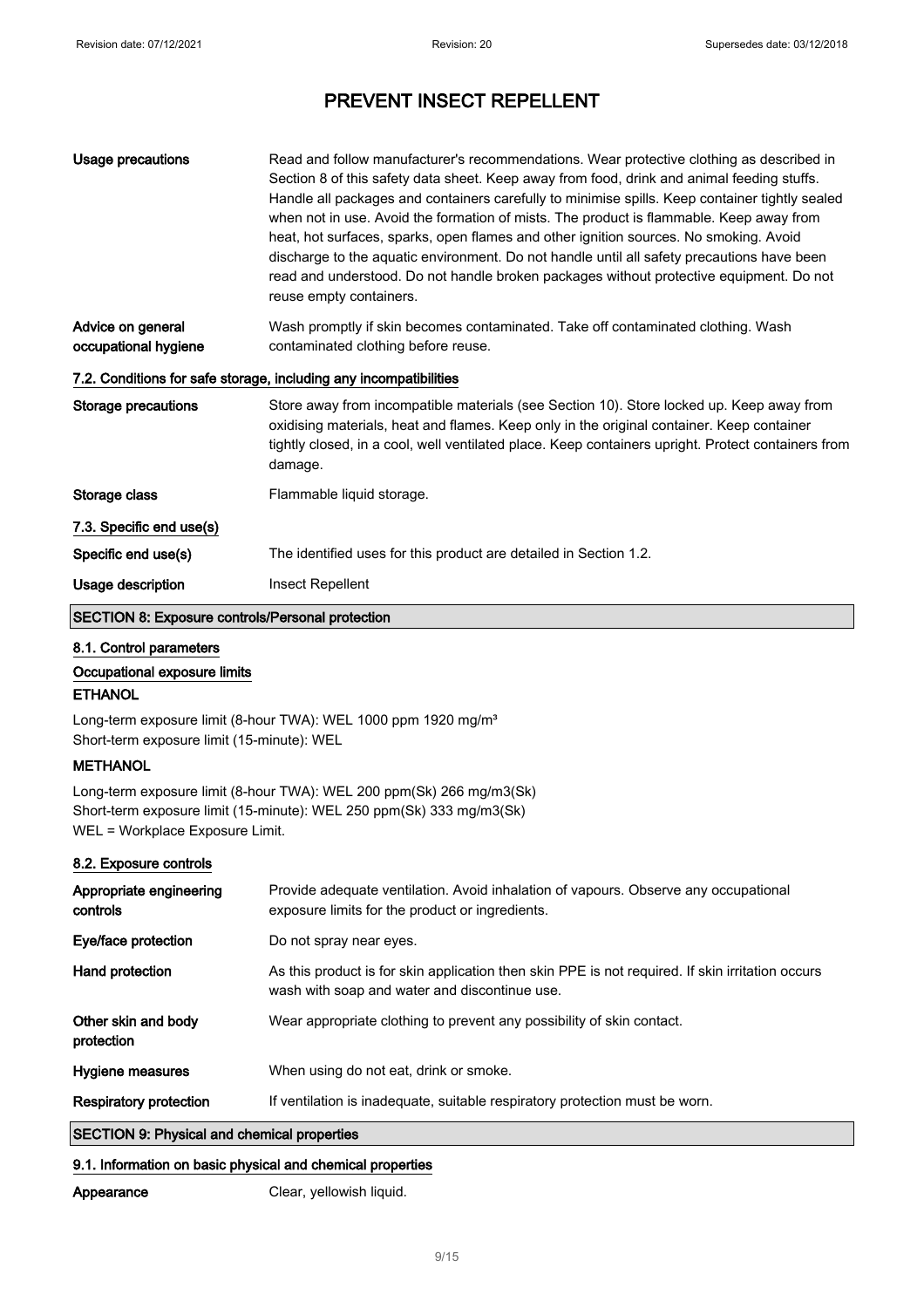# PREVENT INSECT REPELLENT

| | |
|---|---|
| **Usage precautions** | Read and follow manufacturer's recommendations. Wear protective clothing as described in Section 8 of this safety data sheet. Keep away from food, drink and animal feeding stuffs. Handle all packages and containers carefully to minimise spills. Keep container tightly sealed when not in use. Avoid the formation of mists. The product is flammable. Keep away from heat, hot surfaces, sparks, open flames and other ignition sources. No smoking. Avoid discharge to the aquatic environment. Do not handle until all safety precautions have been read and understood. Do not handle broken packages without protective equipment. Do not reuse empty containers. |
| **Advice on general occupational hygiene** | Wash promptly if skin becomes contaminated. Take off contaminated clothing. Wash contaminated clothing before reuse. |

### 7.2. Conditions for safe storage, including any incompatibilities

| | |
|---|---|
| **Storage precautions** | Store away from incompatible materials (see Section 10). Store locked up. Keep away from oxidising materials, heat and flames. Keep only in the original container. Keep container tightly closed, in a cool, well ventilated place. Keep containers upright. Protect containers from damage. |
| **Storage class** | Flammable liquid storage. |

### 7.3. Specific end use(s)

| | |
|---|---|
| **Specific end use(s)** | The identified uses for this product are detailed in Section 1.2. |
| **Usage description** | Insect Repellent |

## SECTION 8: Exposure controls/Personal protection

### 8.1. Control parameters

**Occupational exposure limits**

**ETHANOL**

Long-term exposure limit (8-hour TWA): WEL 1000 ppm 1920 mg/m³
Short-term exposure limit (15-minute): WEL

**METHANOL**

Long-term exposure limit (8-hour TWA): WEL 200 ppm(Sk) 266 mg/m3(Sk)
Short-term exposure limit (15-minute): WEL 250 ppm(Sk) 333 mg/m3(Sk)
WEL = Workplace Exposure Limit.

### 8.2. Exposure controls

| | |
|---|---|
| **Appropriate engineering controls** | Provide adequate ventilation. Avoid inhalation of vapours. Observe any occupational exposure limits for the product or ingredients. |
| **Eye/face protection** | Do not spray near eyes. |
| **Hand protection** | As this product is for skin application then skin PPE is not required. If skin irritation occurs wash with soap and water and discontinue use. |
| **Other skin and body protection** | Wear appropriate clothing to prevent any possibility of skin contact. |
| **Hygiene measures** | When using do not eat, drink or smoke. |
| **Respiratory protection** | If ventilation is inadequate, suitable respiratory protection must be worn. |

## SECTION 9: Physical and chemical properties

### 9.1. Information on basic physical and chemical properties

| | |
|---|---|
| **Appearance** | Clear, yellowish liquid. |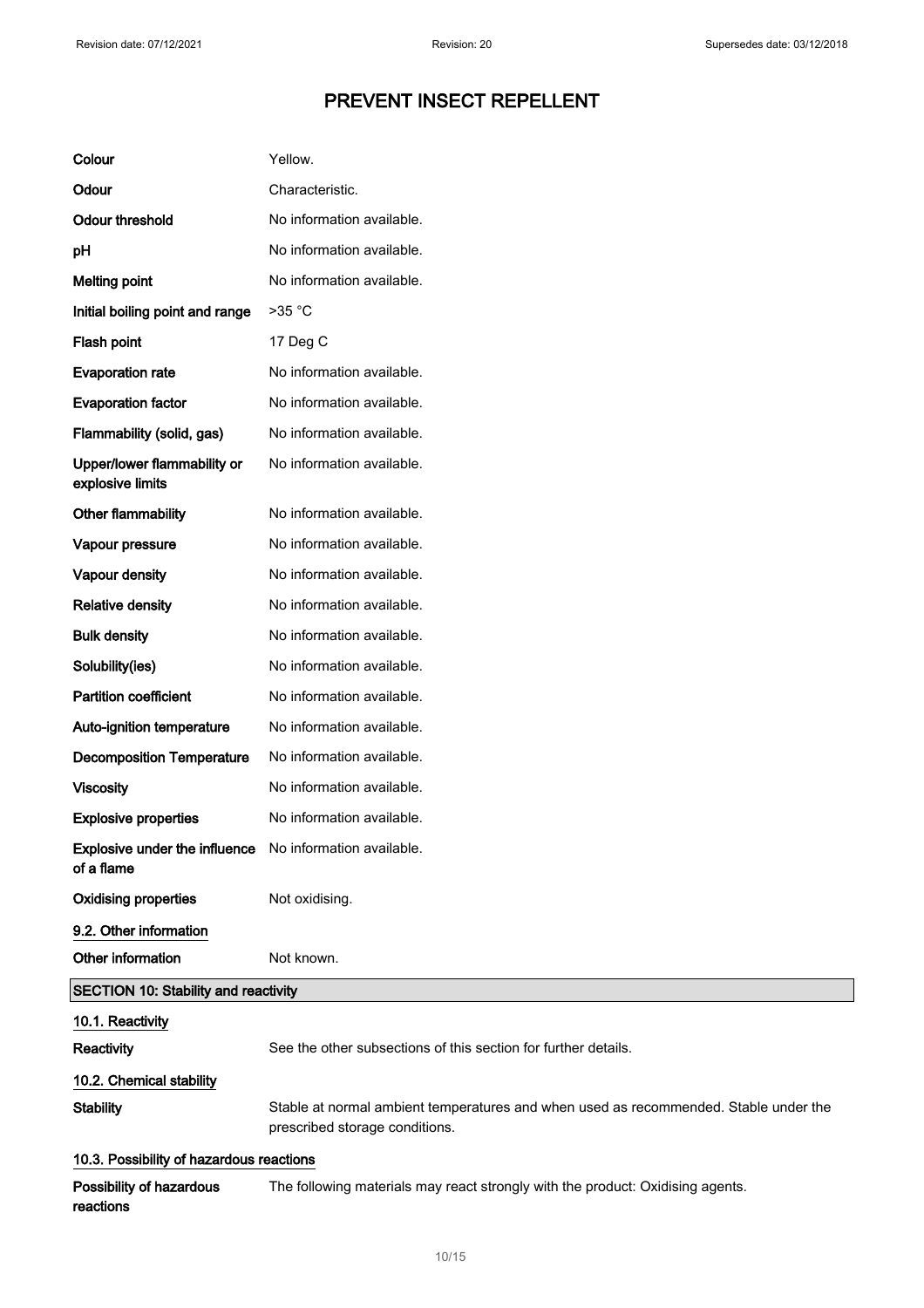# PREVENT INSECT REPELLENT

| | |
|---|---|
| **Colour** | Yellow. |
| **Odour** | Characteristic. |
| **Odour threshold** | No information available. |
| **pH** | No information available. |
| **Melting point** | No information available. |
| **Initial boiling point and range** | >35 °C |
| **Flash point** | 17 Deg C |
| **Evaporation rate** | No information available. |
| **Evaporation factor** | No information available. |
| **Flammability (solid, gas)** | No information available. |
| **Upper/lower flammability or explosive limits** | No information available. |
| **Other flammability** | No information available. |
| **Vapour pressure** | No information available. |
| **Vapour density** | No information available. |
| **Relative density** | No information available. |
| **Bulk density** | No information available. |
| **Solubility(ies)** | No information available. |
| **Partition coefficient** | No information available. |
| **Auto-ignition temperature** | No information available. |
| **Decomposition Temperature** | No information available. |
| **Viscosity** | No information available. |
| **Explosive properties** | No information available. |
| **Explosive under the influence of a flame** | No information available. |
| **Oxidising properties** | Not oxidising. |

### 9.2. Other information

| | |
|---|---|
| **Other information** | Not known. |

## SECTION 10: Stability and reactivity

### 10.1. Reactivity

| | |
|---|---|
| **Reactivity** | See the other subsections of this section for further details. |

### 10.2. Chemical stability

| | |
|---|---|
| **Stability** | Stable at normal ambient temperatures and when used as recommended. Stable under the prescribed storage conditions. |

### 10.3. Possibility of hazardous reactions

| | |
|---|---|
| **Possibility of hazardous reactions** | The following materials may react strongly with the product: Oxidising agents. |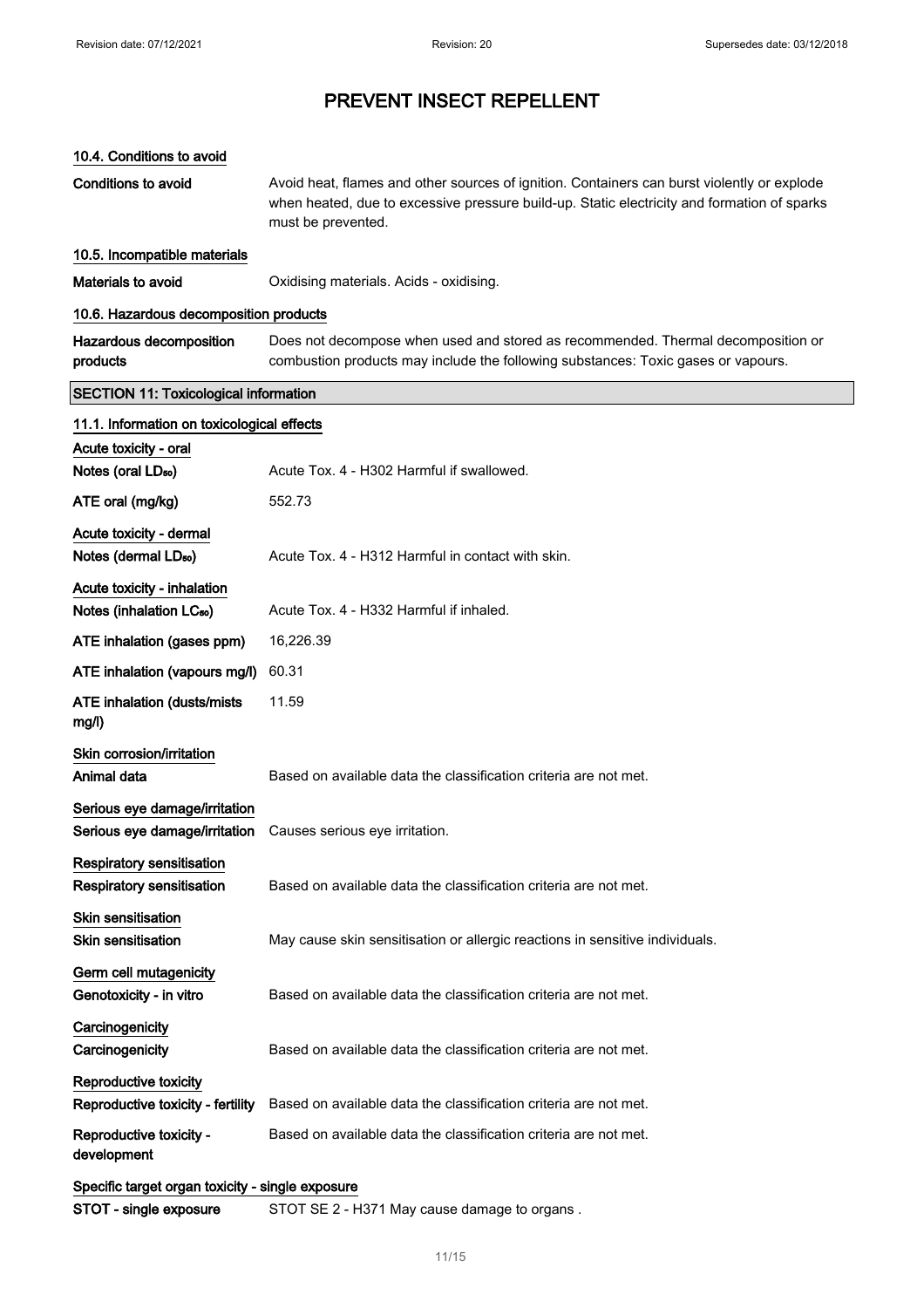# PREVENT INSECT REPELLENT

### 10.4. Conditions to avoid

**Conditions to avoid** Avoid heat, flames and other sources of ignition. Containers can burst violently or explode when heated, due to excessive pressure build-up. Static electricity and formation of sparks must be prevented.

### 10.5. Incompatible materials

**Materials to avoid** Oxidising materials. Acids - oxidising.

### 10.6. Hazardous decomposition products

**Hazardous decomposition products** Does not decompose when used and stored as recommended. Thermal decomposition or combustion products may include the following substances: Toxic gases or vapours.

## SECTION 11: Toxicological information

### 11.1. Information on toxicological effects

**Acute toxicity - oral**

**Notes (oral $LD_{50}$)** Acute Tox. 4 - H302 Harmful if swallowed.

**ATE oral (mg/kg)** 552.73

**Acute toxicity - dermal**

**Notes (dermal $LD_{50}$)** Acute Tox. 4 - H312 Harmful in contact with skin.

**Acute toxicity - inhalation**

**Notes (inhalation $LC_{50}$)** Acute Tox. 4 - H332 Harmful if inhaled.

**ATE inhalation (gases ppm)** 16,226.39

**ATE inhalation (vapours mg/l)** 60.31

**ATE inhalation (dusts/mists mg/l)** 11.59

**Skin corrosion/irritation**

**Animal data** Based on available data the classification criteria are not met.

**Serious eye damage/irritation**

**Serious eye damage/irritation** Causes serious eye irritation.

**Respiratory sensitisation**

**Respiratory sensitisation** Based on available data the classification criteria are not met.

**Skin sensitisation**

**Skin sensitisation** May cause skin sensitisation or allergic reactions in sensitive individuals.

**Germ cell mutagenicity**

**Genotoxicity - in vitro** Based on available data the classification criteria are not met.

**Carcinogenicity**

**Carcinogenicity** Based on available data the classification criteria are not met.

**Reproductive toxicity**

**Reproductive toxicity - fertility** Based on available data the classification criteria are not met.

**Reproductive toxicity - development** Based on available data the classification criteria are not met.

**Specific target organ toxicity - single exposure**

**STOT - single exposure** STOT SE 2 - H371 May cause damage to organs .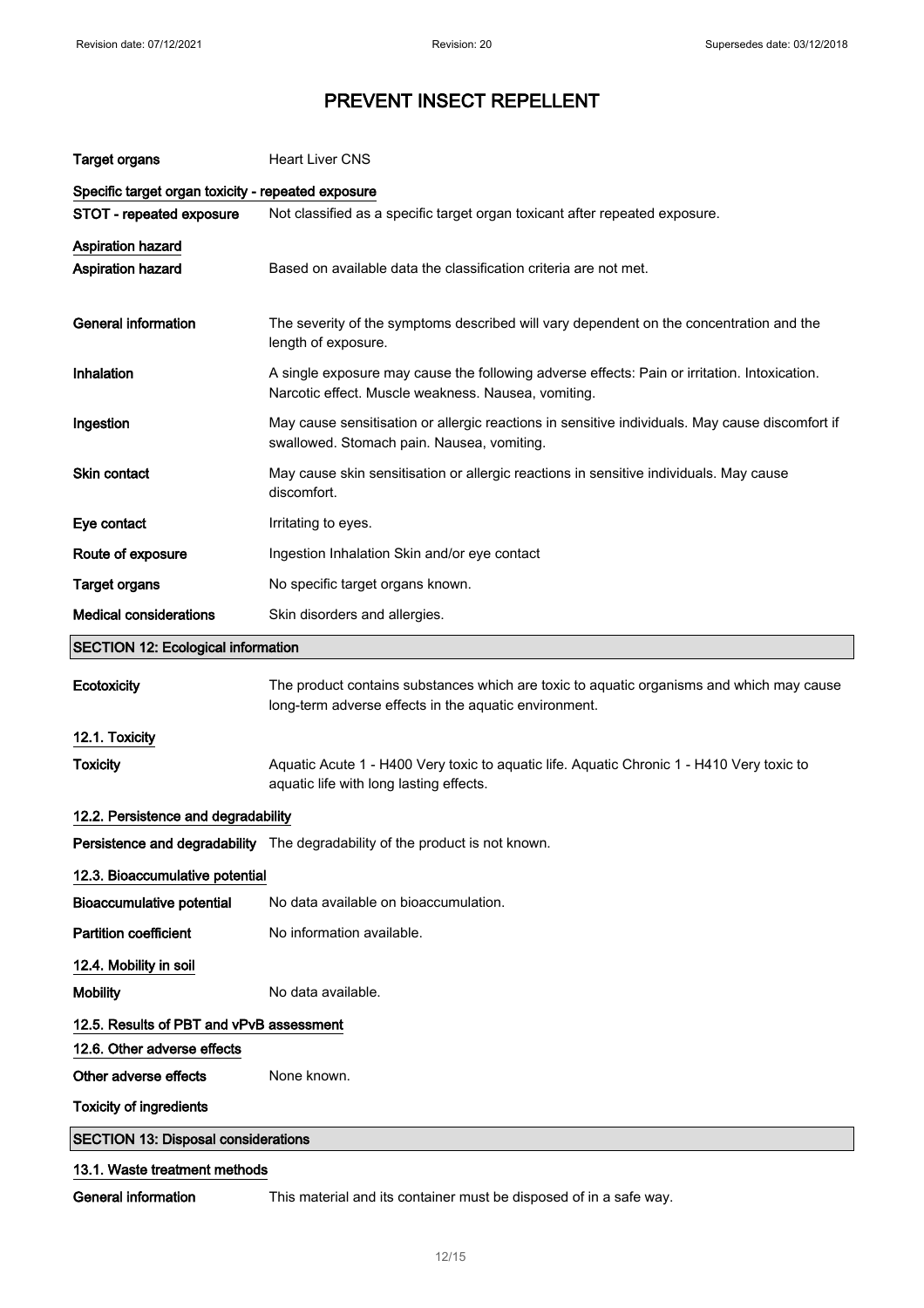# PREVENT INSECT REPELLENT

| | |
|---|---|
| **Target organs** | Heart Liver CNS |

**Specific target organ toxicity - repeated exposure**

| | |
|---|---|
| **STOT - repeated exposure** | Not classified as a specific target organ toxicant after repeated exposure. |

**Aspiration hazard**

| | |
|---|---|
| **Aspiration hazard** | Based on available data the classification criteria are not met. |
| **General information** | The severity of the symptoms described will vary dependent on the concentration and the length of exposure. |
| **Inhalation** | A single exposure may cause the following adverse effects: Pain or irritation. Intoxication. Narcotic effect. Muscle weakness. Nausea, vomiting. |
| **Ingestion** | May cause sensitisation or allergic reactions in sensitive individuals. May cause discomfort if swallowed. Stomach pain. Nausea, vomiting. |
| **Skin contact** | May cause skin sensitisation or allergic reactions in sensitive individuals. May cause discomfort. |
| **Eye contact** | Irritating to eyes. |
| **Route of exposure** | Ingestion Inhalation Skin and/or eye contact |
| **Target organs** | No specific target organs known. |
| **Medical considerations** | Skin disorders and allergies. |

## SECTION 12: Ecological information

| | |
|---|---|
| **Ecotoxicity** | The product contains substances which are toxic to aquatic organisms and which may cause long-term adverse effects in the aquatic environment. |

### 12.1. Toxicity

| | |
|---|---|
| **Toxicity** | Aquatic Acute 1 - H400 Very toxic to aquatic life. Aquatic Chronic 1 - H410 Very toxic to aquatic life with long lasting effects. |

### 12.2. Persistence and degradability

| | |
|---|---|
| **Persistence and degradability** | The degradability of the product is not known. |

### 12.3. Bioaccumulative potential

| | |
|---|---|
| **Bioaccumulative potential** | No data available on bioaccumulation. |
| **Partition coefficient** | No information available. |

### 12.4. Mobility in soil

| | |
|---|---|
| **Mobility** | No data available. |

### 12.5. Results of PBT and vPvB assessment

### 12.6. Other adverse effects

| | |
|---|---|
| **Other adverse effects** | None known. |

**Toxicity of ingredients**

## SECTION 13: Disposal considerations

### 13.1. Waste treatment methods

| | |
|---|---|
| **General information** | This material and its container must be disposed of in a safe way. |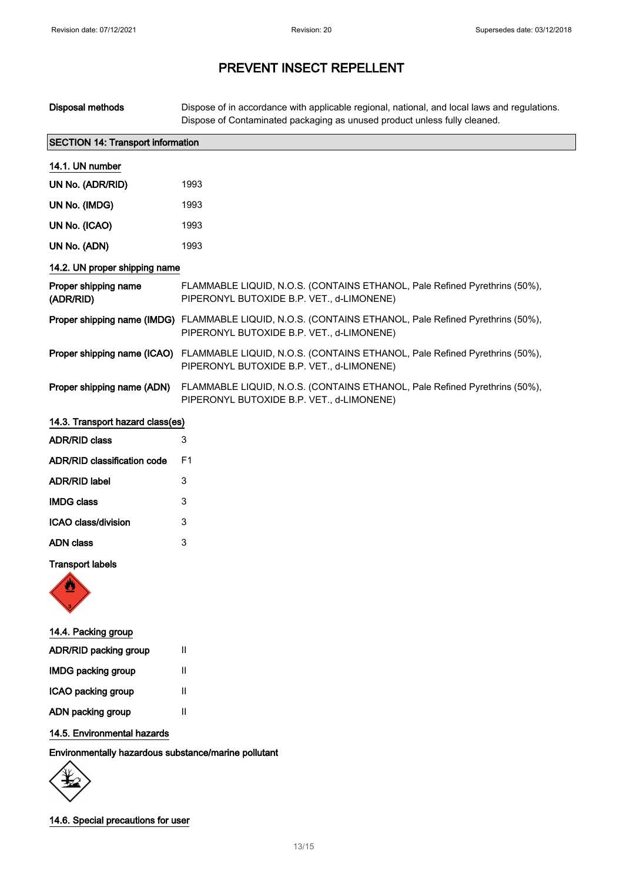# PREVENT INSECT REPELLENT

| | |
|---|---|
| **Disposal methods** | Dispose of in accordance with applicable regional, national, and local laws and regulations. Dispose of Contaminated packaging as unused product unless fully cleaned. |

## SECTION 14: Transport information

### 14.1. UN number

| | |
|---|---|
| **UN No. (ADR/RID)** | 1993 |
| **UN No. (IMDG)** | 1993 |
| **UN No. (ICAO)** | 1993 |
| **UN No. (ADN)** | 1993 |

### 14.2. UN proper shipping name

| | |
|---|---|
| **Proper shipping name (ADR/RID)** | FLAMMABLE LIQUID, N.O.S. (CONTAINS ETHANOL, Pale Refined Pyrethrins (50%), PIPERONYL BUTOXIDE B.P. VET., d-LIMONENE) |
| **Proper shipping name (IMDG)** | FLAMMABLE LIQUID, N.O.S. (CONTAINS ETHANOL, Pale Refined Pyrethrins (50%), PIPERONYL BUTOXIDE B.P. VET., d-LIMONENE) |
| **Proper shipping name (ICAO)** | FLAMMABLE LIQUID, N.O.S. (CONTAINS ETHANOL, Pale Refined Pyrethrins (50%), PIPERONYL BUTOXIDE B.P. VET., d-LIMONENE) |
| **Proper shipping name (ADN)** | FLAMMABLE LIQUID, N.O.S. (CONTAINS ETHANOL, Pale Refined Pyrethrins (50%), PIPERONYL BUTOXIDE B.P. VET., d-LIMONENE) |

### 14.3. Transport hazard class(es)

| | |
|---|---|
| **ADR/RID class** | 3 |
| **ADR/RID classification code** | F1 |
| **ADR/RID label** | 3 |
| **IMDG class** | 3 |
| **ICAO class/division** | 3 |
| **ADN class** | 3 |

**Transport labels**

### 14.4. Packing group

| | |
|---|---|
| **ADR/RID packing group** | II |
| **IMDG packing group** | II |
| **ICAO packing group** | II |
| **ADN packing group** | II |

### 14.5. Environmental hazards

**Environmentally hazardous substance/marine pollutant**

### 14.6. Special precautions for user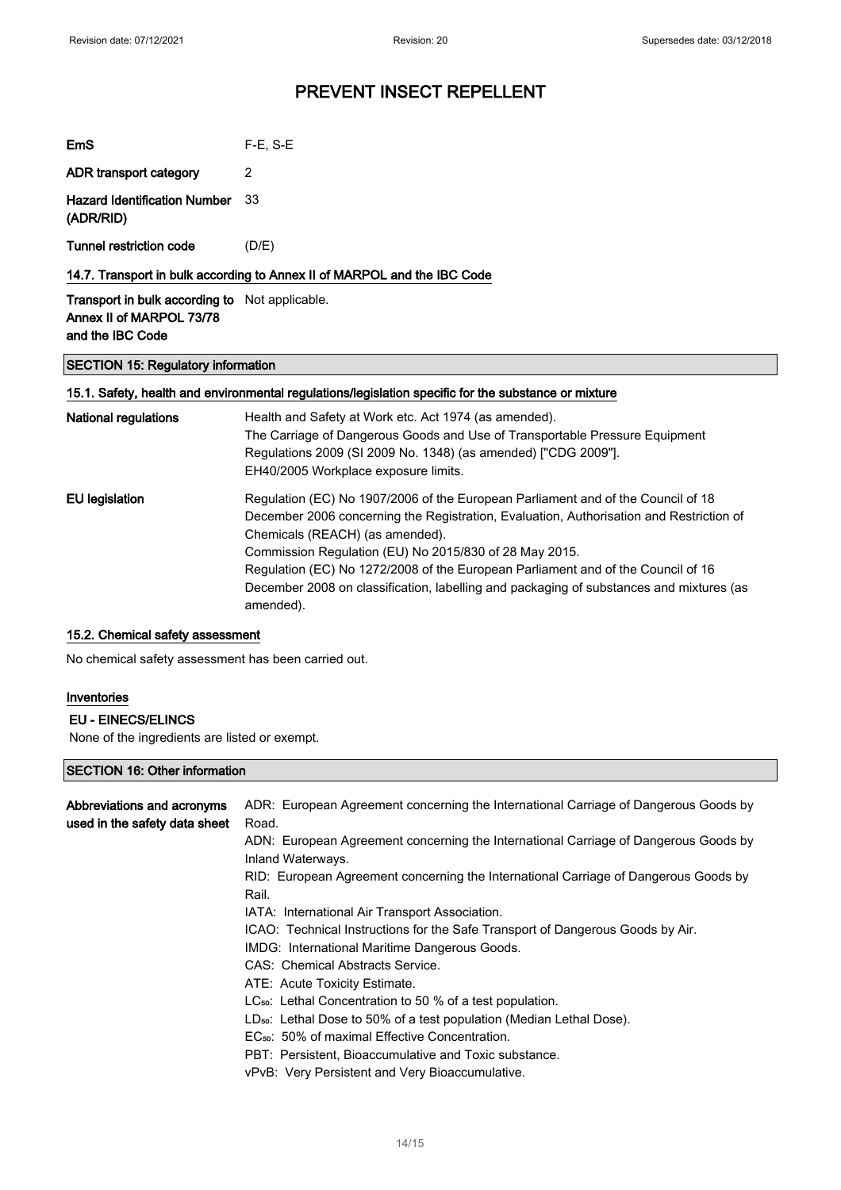# PREVENT INSECT REPELLENT

| | |
|---|---|
| **EmS** | F-E, S-E |
| **ADR transport category** | 2 |
| **Hazard Identification Number (ADR/RID)** | 33 |
| **Tunnel restriction code** | (D/E) |

### 14.7. Transport in bulk according to Annex II of MARPOL and the IBC Code

| | |
|---|---|
| **Transport in bulk according to Annex II of MARPOL 73/78 and the IBC Code** | Not applicable. |

## SECTION 15: Regulatory information

### 15.1. Safety, health and environmental regulations/legislation specific for the substance or mixture

**National regulations**

Health and Safety at Work etc. Act 1974 (as amended).
The Carriage of Dangerous Goods and Use of Transportable Pressure Equipment Regulations 2009 (SI 2009 No. 1348) (as amended) ["CDG 2009"].
EH40/2005 Workplace exposure limits.

**EU legislation**

Regulation (EC) No 1907/2006 of the European Parliament and of the Council of 18 December 2006 concerning the Registration, Evaluation, Authorisation and Restriction of Chemicals (REACH) (as amended).
Commission Regulation (EU) No 2015/830 of 28 May 2015.
Regulation (EC) No 1272/2008 of the European Parliament and of the Council of 16 December 2008 on classification, labelling and packaging of substances and mixtures (as amended).

### 15.2. Chemical safety assessment

No chemical safety assessment has been carried out.

### Inventories

**EU - EINECS/ELINCS**

None of the ingredients are listed or exempt.

## SECTION 16: Other information

**Abbreviations and acronyms used in the safety data sheet**

ADR: European Agreement concerning the International Carriage of Dangerous Goods by Road.
ADN: European Agreement concerning the International Carriage of Dangerous Goods by Inland Waterways.
RID: European Agreement concerning the International Carriage of Dangerous Goods by Rail.
IATA: International Air Transport Association.
ICAO: Technical Instructions for the Safe Transport of Dangerous Goods by Air.
IMDG: International Maritime Dangerous Goods.
CAS: Chemical Abstracts Service.
ATE: Acute Toxicity Estimate.
$LC_{50}$: Lethal Concentration to 50 % of a test population.
$LD_{50}$: Lethal Dose to 50% of a test population (Median Lethal Dose).
$EC_{50}$: 50% of maximal Effective Concentration.
PBT: Persistent, Bioaccumulative and Toxic substance.
vPvB: Very Persistent and Very Bioaccumulative.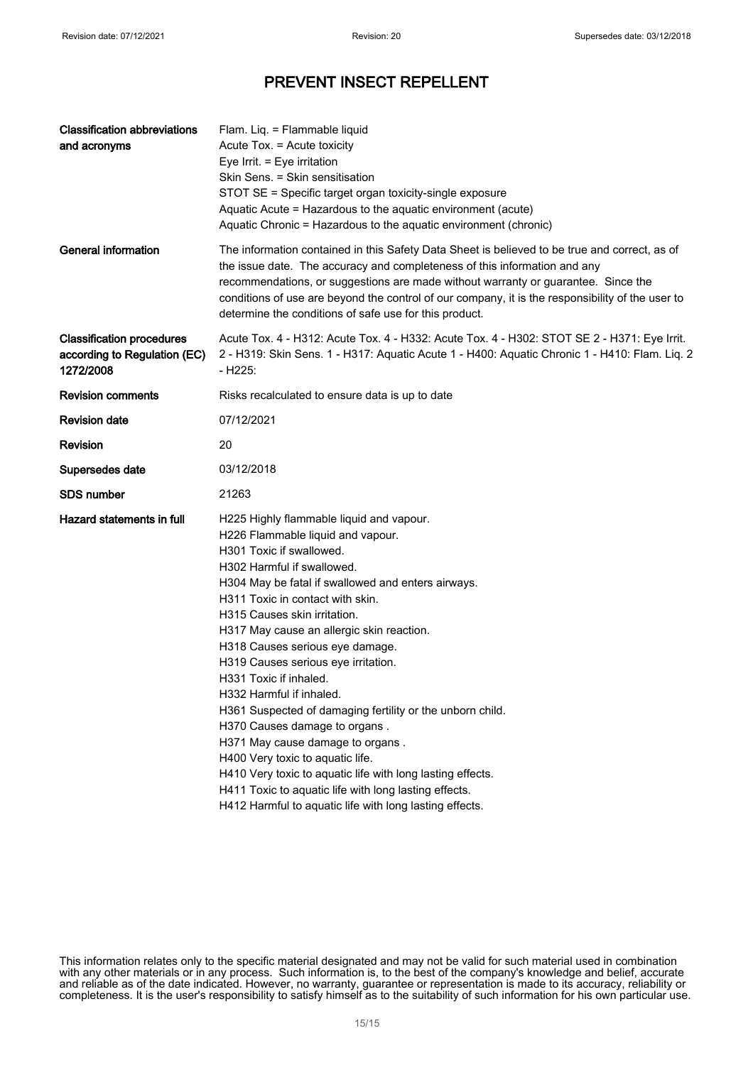# PREVENT INSECT REPELLENT

| | |
|---|---|
| **Classification abbreviations and acronyms** | Flam. Liq. = Flammable liquid<br>Acute Tox. = Acute toxicity<br>Eye Irrit. = Eye irritation<br>Skin Sens. = Skin sensitisation<br>STOT SE = Specific target organ toxicity-single exposure<br>Aquatic Acute = Hazardous to the aquatic environment (acute)<br>Aquatic Chronic = Hazardous to the aquatic environment (chronic) |
| **General information** | The information contained in this Safety Data Sheet is believed to be true and correct, as of the issue date. The accuracy and completeness of this information and any recommendations, or suggestions are made without warranty or guarantee. Since the conditions of use are beyond the control of our company, it is the responsibility of the user to determine the conditions of safe use for this product. |
| **Classification procedures according to Regulation (EC) 1272/2008** | Acute Tox. 4 - H312: Acute Tox. 4 - H332: Acute Tox. 4 - H302: STOT SE 2 - H371: Eye Irrit. 2 - H319: Skin Sens. 1 - H317: Aquatic Acute 1 - H400: Aquatic Chronic 1 - H410: Flam. Liq. 2 - H225: |
| **Revision comments** | Risks recalculated to ensure data is up to date |
| **Revision date** | 07/12/2021 |
| **Revision** | 20 |
| **Supersedes date** | 03/12/2018 |
| **SDS number** | 21263 |
| **Hazard statements in full** | H225 Highly flammable liquid and vapour.<br>H226 Flammable liquid and vapour.<br>H301 Toxic if swallowed.<br>H302 Harmful if swallowed.<br>H304 May be fatal if swallowed and enters airways.<br>H311 Toxic in contact with skin.<br>H315 Causes skin irritation.<br>H317 May cause an allergic skin reaction.<br>H318 Causes serious eye damage.<br>H319 Causes serious eye irritation.<br>H331 Toxic if inhaled.<br>H332 Harmful if inhaled.<br>H361 Suspected of damaging fertility or the unborn child.<br>H370 Causes damage to organs .<br>H371 May cause damage to organs .<br>H400 Very toxic to aquatic life.<br>H410 Very toxic to aquatic life with long lasting effects.<br>H411 Toxic to aquatic life with long lasting effects.<br>H412 Harmful to aquatic life with long lasting effects. |

This information relates only to the specific material designated and may not be valid for such material used in combination with any other materials or in any process. Such information is, to the best of the company's knowledge and belief, accurate and reliable as of the date indicated. However, no warranty, guarantee or representation is made to its accuracy, reliability or completeness. It is the user's responsibility to satisfy himself as to the suitability of such information for his own particular use.